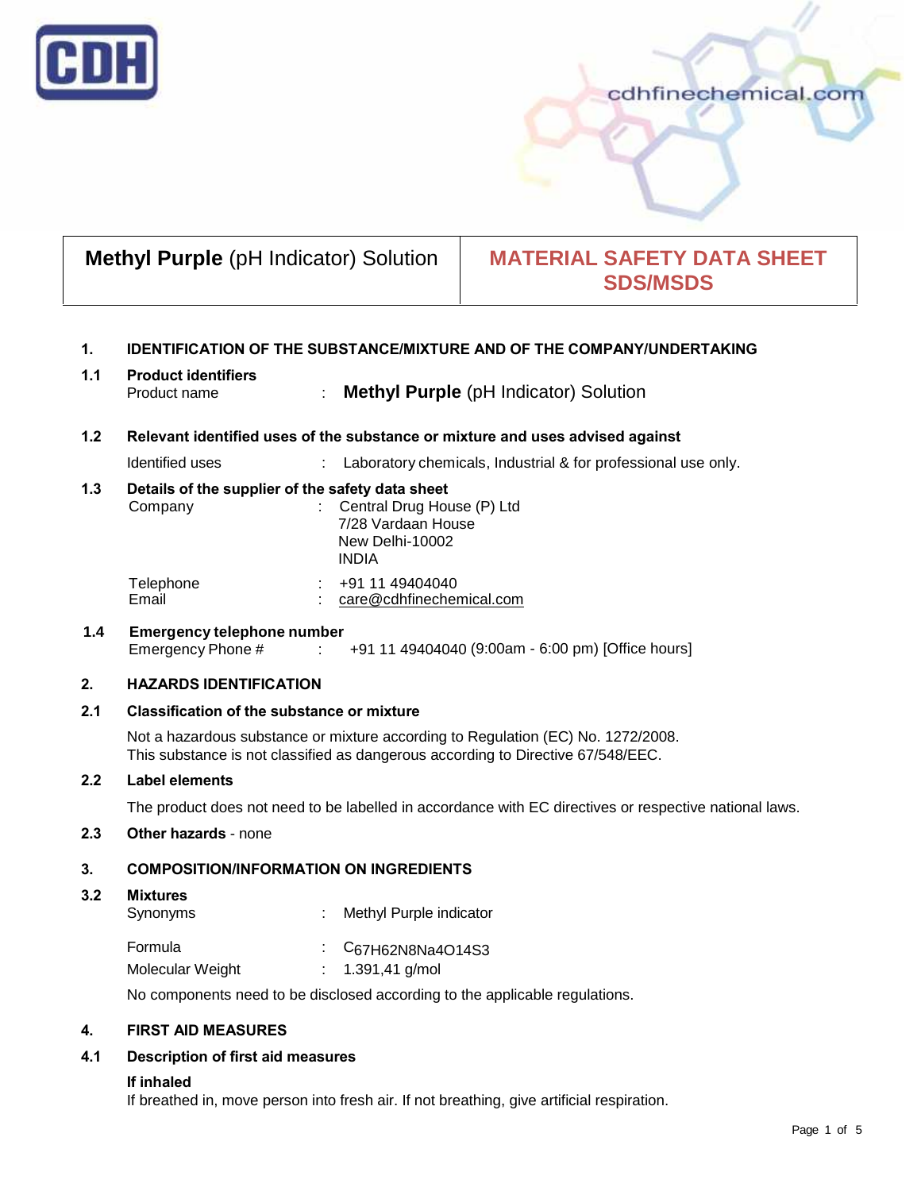# Methyl Purple (pH Indicator) Solution

## MATERIAL SAFETY DATA SHEET SDS/MSDS

### 1. IDENTIFICATION OF THE SUBSTANCE/MIXTURE AND OF THE COMPANY/UNDERTAKING

**1.1 Product identifiers**

Product name : **Methyl Purple** (pH Indicator) Solution

**1.2 Relevant identified uses of the substance or mixture and uses advised against**

Identified uses : Laboratory chemicals, Industrial & for professional use only.

**1.3 Details of the supplier of the safety data sheet**

Company : Central Drug House (P) Ltd
7/28 Vardaan House
New Delhi-10002
INDIA

Telephone : +91 11 49404040
Email : care@cdhfinechemical.com

**1.4 Emergency telephone number**

Emergency Phone # : +91 11 49404040 (9:00am - 6:00 pm) [Office hours]

### 2. HAZARDS IDENTIFICATION

**2.1 Classification of the substance or mixture**

Not a hazardous substance or mixture according to Regulation (EC) No. 1272/2008.
This substance is not classified as dangerous according to Directive 67/548/EEC.

**2.2 Label elements**

The product does not need to be labelled in accordance with EC directives or respective national laws.

**2.3 Other hazards** - none

### 3. COMPOSITION/INFORMATION ON INGREDIENTS

**3.2 Mixtures**

Synonyms : Methyl Purple indicator

Formula : $C_{67}H_{62}N_8Na_4O_{14}S_3$
Molecular Weight : 1.391,41 g/mol

No components need to be disclosed according to the applicable regulations.

### 4. FIRST AID MEASURES

**4.1 Description of first aid measures**

**If inhaled**
If breathed in, move person into fresh air. If not breathing, give artificial respiration.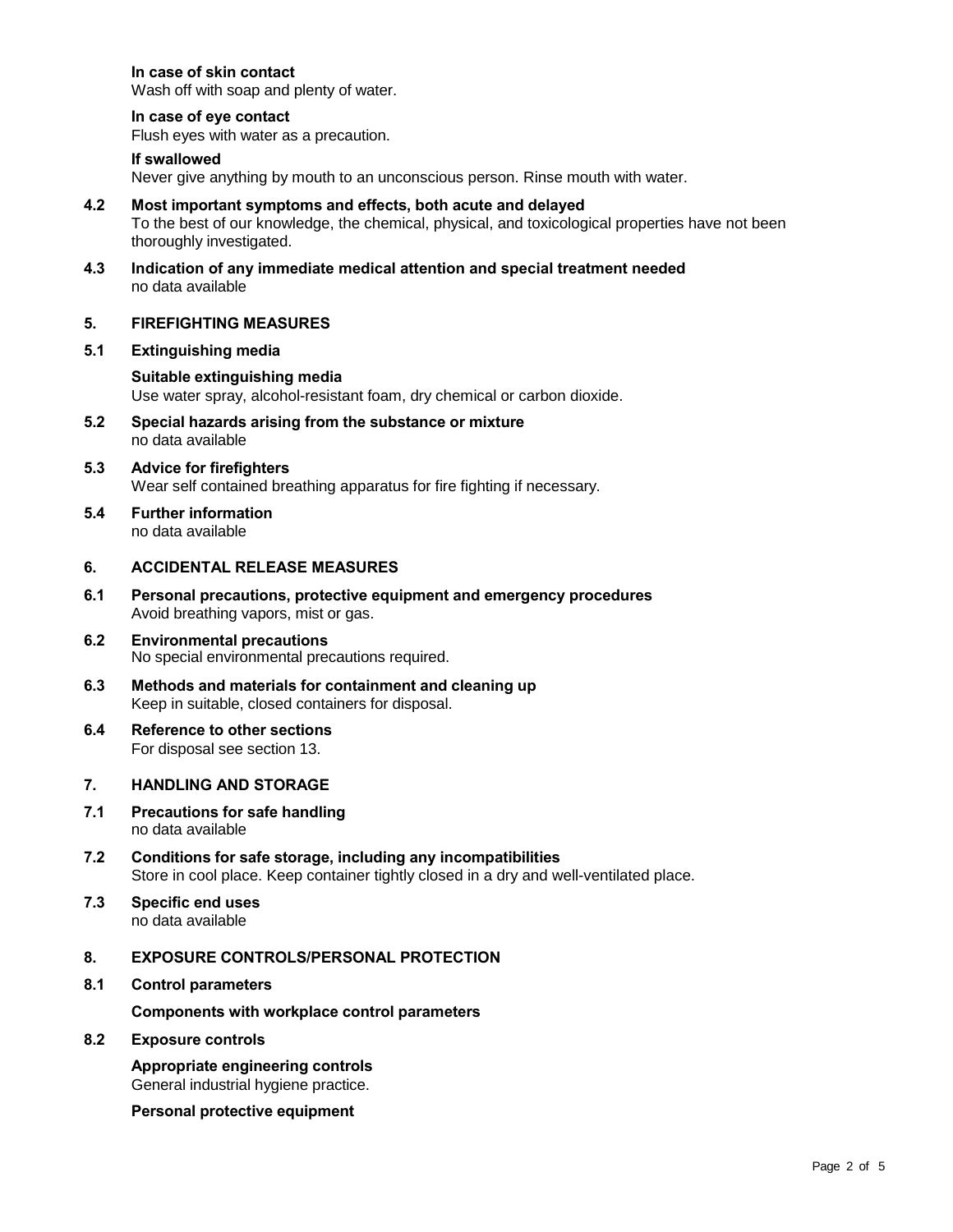**In case of skin contact**
Wash off with soap and plenty of water.

**In case of eye contact**
Flush eyes with water as a precaution.

**If swallowed**
Never give anything by mouth to an unconscious person. Rinse mouth with water.

### 4.2 Most important symptoms and effects, both acute and delayed

To the best of our knowledge, the chemical, physical, and toxicological properties have not been thoroughly investigated.

### 4.3 Indication of any immediate medical attention and special treatment needed

no data available

## 5. FIREFIGHTING MEASURES

### 5.1 Extinguishing media

**Suitable extinguishing media**
Use water spray, alcohol-resistant foam, dry chemical or carbon dioxide.

### 5.2 Special hazards arising from the substance or mixture

no data available

### 5.3 Advice for firefighters

Wear self contained breathing apparatus for fire fighting if necessary.

### 5.4 Further information

no data available

## 6. ACCIDENTAL RELEASE MEASURES

### 6.1 Personal precautions, protective equipment and emergency procedures

Avoid breathing vapors, mist or gas.

### 6.2 Environmental precautions

No special environmental precautions required.

### 6.3 Methods and materials for containment and cleaning up

Keep in suitable, closed containers for disposal.

### 6.4 Reference to other sections

For disposal see section 13.

## 7. HANDLING AND STORAGE

### 7.1 Precautions for safe handling

no data available

### 7.2 Conditions for safe storage, including any incompatibilities

Store in cool place. Keep container tightly closed in a dry and well-ventilated place.

### 7.3 Specific end uses

no data available

## 8. EXPOSURE CONTROLS/PERSONAL PROTECTION

### 8.1 Control parameters

**Components with workplace control parameters**

### 8.2 Exposure controls

**Appropriate engineering controls**
General industrial hygiene practice.

**Personal protective equipment**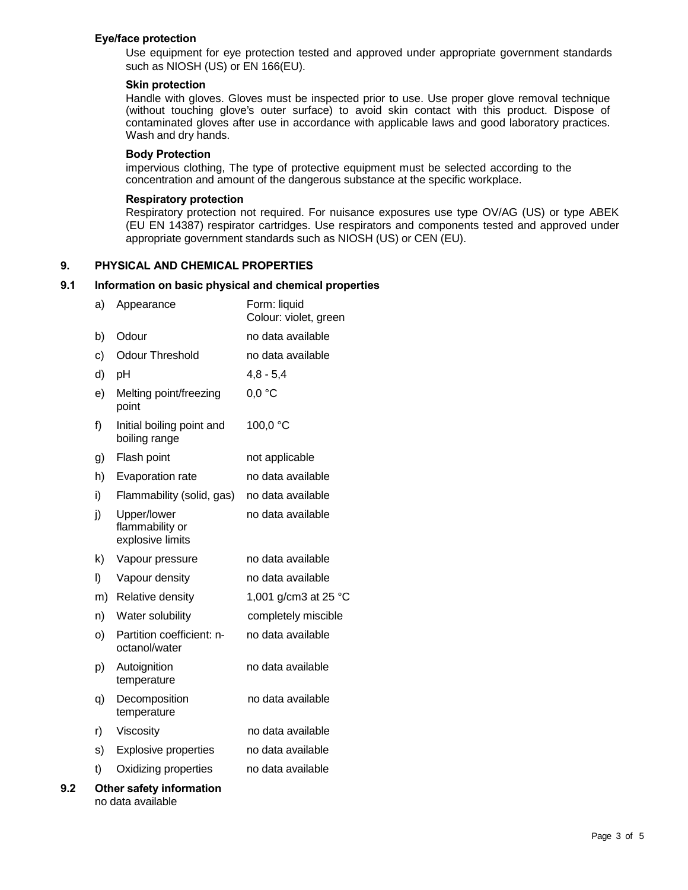#### Eye/face protection

Use equipment for eye protection tested and approved under appropriate government standards such as NIOSH (US) or EN 166(EU).

#### Skin protection

Handle with gloves. Gloves must be inspected prior to use. Use proper glove removal technique (without touching glove's outer surface) to avoid skin contact with this product. Dispose of contaminated gloves after use in accordance with applicable laws and good laboratory practices. Wash and dry hands.

#### Body Protection

impervious clothing, The type of protective equipment must be selected according to the concentration and amount of the dangerous substance at the specific workplace.

#### Respiratory protection

Respiratory protection not required. For nuisance exposures use type OV/AG (US) or type ABEK (EU EN 14387) respirator cartridges. Use respirators and components tested and approved under appropriate government standards such as NIOSH (US) or CEN (EU).

## 9. PHYSICAL AND CHEMICAL PROPERTIES

### 9.1 Information on basic physical and chemical properties

| | | |
|---|---|---|
| a) | Appearance | Form: liquid<br>Colour: violet, green |
| b) | Odour | no data available |
| c) | Odour Threshold | no data available |
| d) | pH | 4,8 - 5,4 |
| e) | Melting point/freezing point | 0,0 °C |
| f) | Initial boiling point and boiling range | 100,0 °C |
| g) | Flash point | not applicable |
| h) | Evaporation rate | no data available |
| i) | Flammability (solid, gas) | no data available |
| j) | Upper/lower flammability or explosive limits | no data available |
| k) | Vapour pressure | no data available |
| l) | Vapour density | no data available |
| m) | Relative density | 1,001 g/cm3 at 25 °C |
| n) | Water solubility | completely miscible |
| o) | Partition coefficient: n-octanol/water | no data available |
| p) | Autoignition temperature | no data available |
| q) | Decomposition temperature | no data available |
| r) | Viscosity | no data available |
| s) | Explosive properties | no data available |
| t) | Oxidizing properties | no data available |

### 9.2 Other safety information

no data available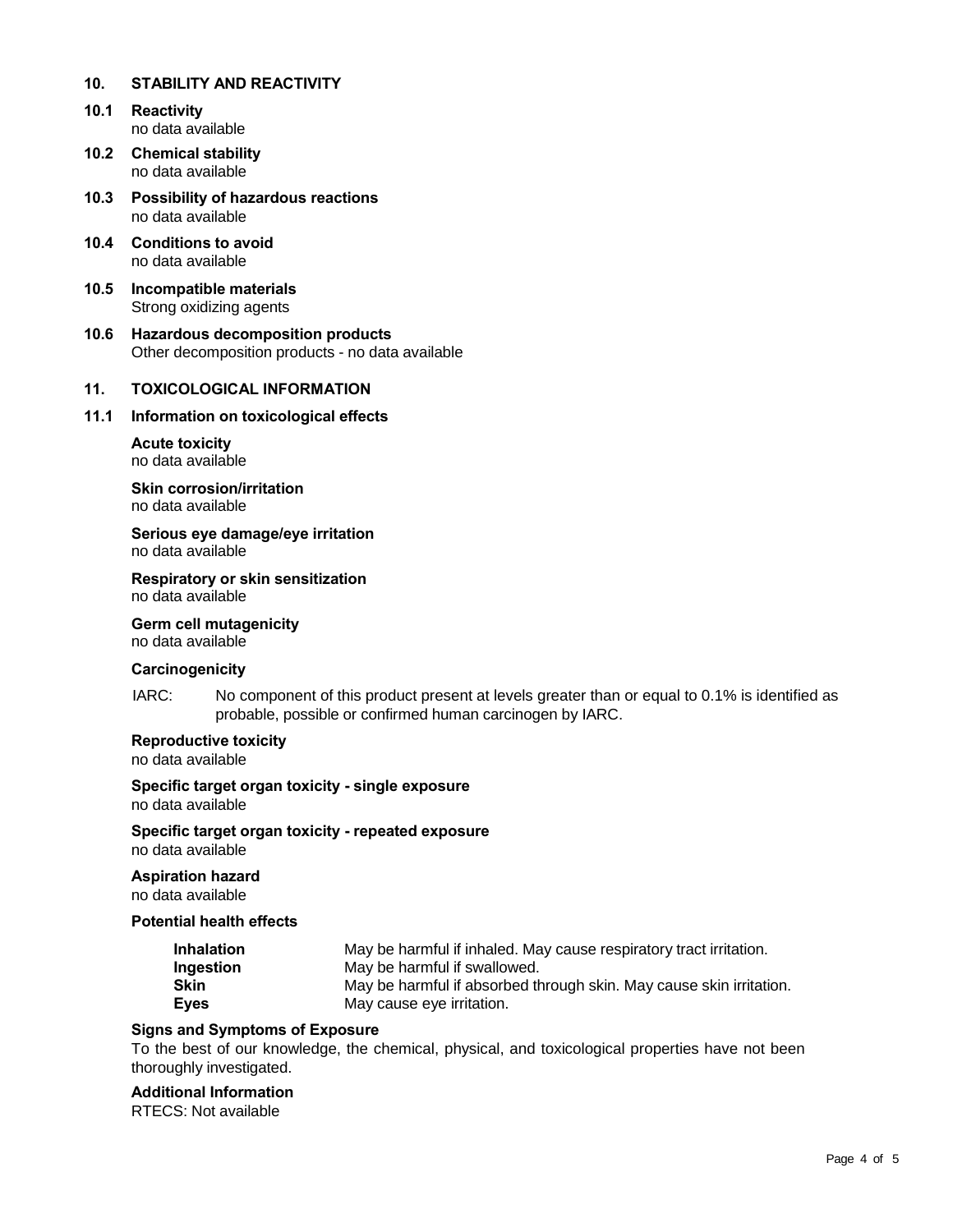## 10. STABILITY AND REACTIVITY

### 10.1 Reactivity
no data available

### 10.2 Chemical stability
no data available

### 10.3 Possibility of hazardous reactions
no data available

### 10.4 Conditions to avoid
no data available

### 10.5 Incompatible materials
Strong oxidizing agents

### 10.6 Hazardous decomposition products
Other decomposition products - no data available

## 11. TOXICOLOGICAL INFORMATION

### 11.1 Information on toxicological effects

**Acute toxicity**
no data available

**Skin corrosion/irritation**
no data available

**Serious eye damage/eye irritation**
no data available

**Respiratory or skin sensitization**
no data available

**Germ cell mutagenicity**
no data available

**Carcinogenicity**

IARC: No component of this product present at levels greater than or equal to 0.1% is identified as probable, possible or confirmed human carcinogen by IARC.

**Reproductive toxicity**
no data available

**Specific target organ toxicity - single exposure**
no data available

**Specific target organ toxicity - repeated exposure**
no data available

**Aspiration hazard**
no data available

**Potential health effects**

| | |
|---|---|
| **Inhalation** | May be harmful if inhaled. May cause respiratory tract irritation. |
| **Ingestion** | May be harmful if swallowed. |
| **Skin** | May be harmful if absorbed through skin. May cause skin irritation. |
| **Eyes** | May cause eye irritation. |

**Signs and Symptoms of Exposure**
To the best of our knowledge, the chemical, physical, and toxicological properties have not been thoroughly investigated.

**Additional Information**
RTECS: Not available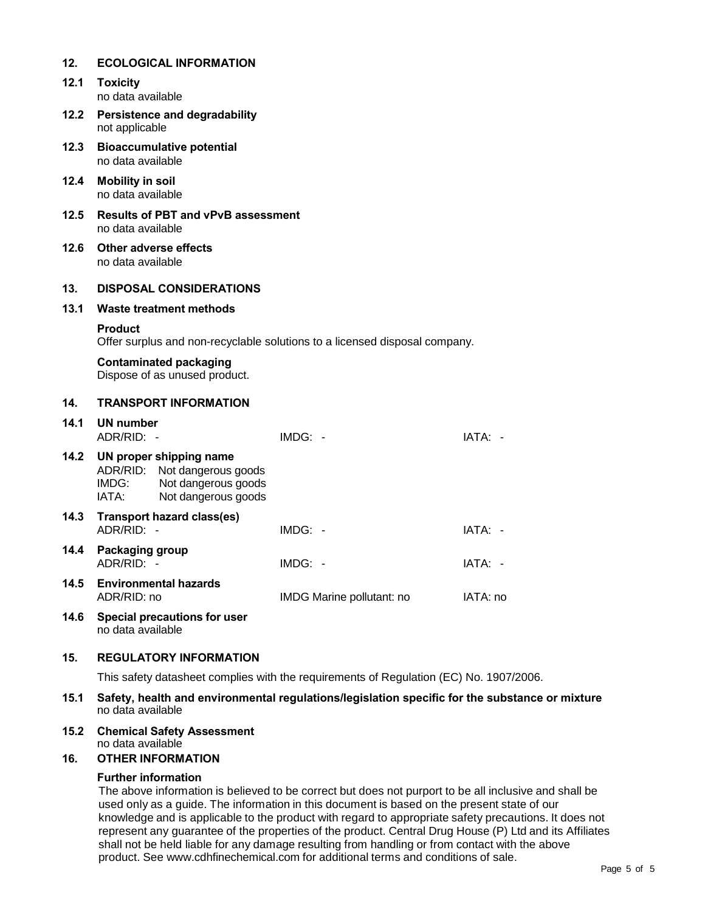## 12. ECOLOGICAL INFORMATION

### 12.1 Toxicity

no data available

### 12.2 Persistence and degradability

not applicable

### 12.3 Bioaccumulative potential

no data available

### 12.4 Mobility in soil

no data available

### 12.5 Results of PBT and vPvB assessment

no data available

### 12.6 Other adverse effects

no data available

## 13. DISPOSAL CONSIDERATIONS

### 13.1 Waste treatment methods

**Product**

Offer surplus and non-recyclable solutions to a licensed disposal company.

**Contaminated packaging**

Dispose of as unused product.

## 14. TRANSPORT INFORMATION

### 14.1 UN number

| | | |
|---|---|---|
| ADR/RID: - | IMDG: - | IATA: - |

### 14.2 UN proper shipping name

ADR/RID: Not dangerous goods
IMDG: Not dangerous goods
IATA: Not dangerous goods

### 14.3 Transport hazard class(es)

| | | |
|---|---|---|
| ADR/RID: - | IMDG: - | IATA: - |

### 14.4 Packaging group

| | | |
|---|---|---|
| ADR/RID: - | IMDG: - | IATA: - |

### 14.5 Environmental hazards

| | | |
|---|---|---|
| ADR/RID: no | IMDG Marine pollutant: no | IATA: no |

### 14.6 Special precautions for user

no data available

## 15. REGULATORY INFORMATION

This safety datasheet complies with the requirements of Regulation (EC) No. 1907/2006.

### 15.1 Safety, health and environmental regulations/legislation specific for the substance or mixture

no data available

### 15.2 Chemical Safety Assessment

no data available

## 16. OTHER INFORMATION

**Further information**

The above information is believed to be correct but does not purport to be all inclusive and shall be used only as a guide. The information in this document is based on the present state of our knowledge and is applicable to the product with regard to appropriate safety precautions. It does not represent any guarantee of the properties of the product. Central Drug House (P) Ltd and its Affiliates shall not be held liable for any damage resulting from handling or from contact with the above product. See www.cdhfinechemical.com for additional terms and conditions of sale.